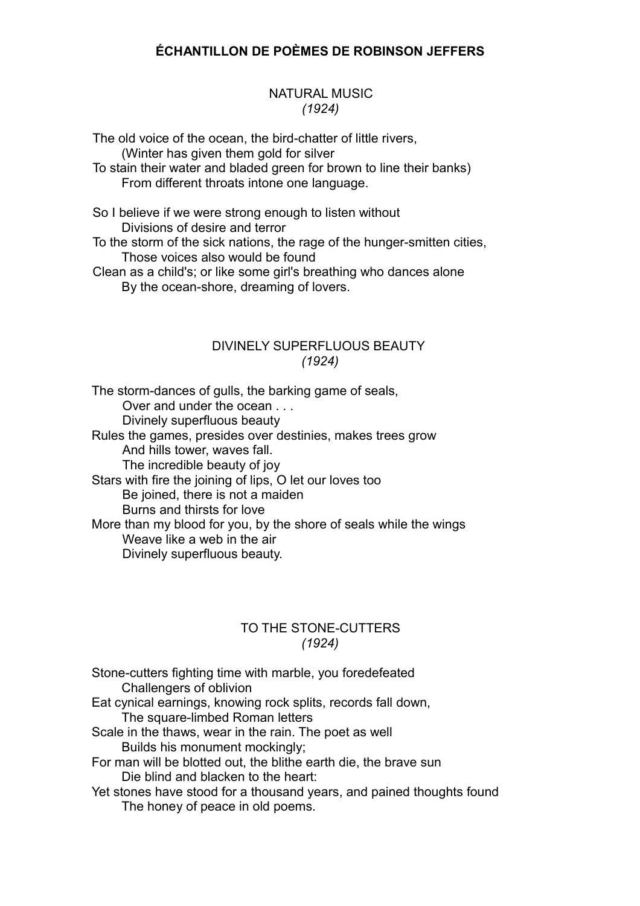# ÉCHANTILLON DE POÈMES DE ROBINSON JEFFERS

## NATURAL MUSIC
*(1924)*

The old voice of the ocean, the bird-chatter of little rivers,
&nbsp;&nbsp;&nbsp;&nbsp;&nbsp;&nbsp;&nbsp;&nbsp;(Winter has given them gold for silver
To stain their water and bladed green for brown to line their banks)
&nbsp;&nbsp;&nbsp;&nbsp;&nbsp;&nbsp;&nbsp;&nbsp;From different throats intone one language.

So I believe if we were strong enough to listen without
&nbsp;&nbsp;&nbsp;&nbsp;&nbsp;&nbsp;&nbsp;&nbsp;Divisions of desire and terror
To the storm of the sick nations, the rage of the hunger-smitten cities,
&nbsp;&nbsp;&nbsp;&nbsp;&nbsp;&nbsp;&nbsp;&nbsp;Those voices also would be found
Clean as a child's; or like some girl's breathing who dances alone
&nbsp;&nbsp;&nbsp;&nbsp;&nbsp;&nbsp;&nbsp;&nbsp;By the ocean-shore, dreaming of lovers.

## DIVINELY SUPERFLUOUS BEAUTY
*(1924)*

The storm-dances of gulls, the barking game of seals,
&nbsp;&nbsp;&nbsp;&nbsp;&nbsp;&nbsp;&nbsp;&nbsp;Over and under the ocean . . .
&nbsp;&nbsp;&nbsp;&nbsp;&nbsp;&nbsp;&nbsp;&nbsp;Divinely superfluous beauty
Rules the games, presides over destinies, makes trees grow
&nbsp;&nbsp;&nbsp;&nbsp;&nbsp;&nbsp;&nbsp;&nbsp;And hills tower, waves fall.
&nbsp;&nbsp;&nbsp;&nbsp;&nbsp;&nbsp;&nbsp;&nbsp;The incredible beauty of joy
Stars with fire the joining of lips, O let our loves too
&nbsp;&nbsp;&nbsp;&nbsp;&nbsp;&nbsp;&nbsp;&nbsp;Be joined, there is not a maiden
&nbsp;&nbsp;&nbsp;&nbsp;&nbsp;&nbsp;&nbsp;&nbsp;Burns and thirsts for love
More than my blood for you, by the shore of seals while the wings
&nbsp;&nbsp;&nbsp;&nbsp;&nbsp;&nbsp;&nbsp;&nbsp;Weave like a web in the air
&nbsp;&nbsp;&nbsp;&nbsp;&nbsp;&nbsp;&nbsp;&nbsp;Divinely superfluous beauty.

## TO THE STONE-CUTTERS
*(1924)*

Stone-cutters fighting time with marble, you foredefeated
&nbsp;&nbsp;&nbsp;&nbsp;&nbsp;&nbsp;&nbsp;&nbsp;Challengers of oblivion
Eat cynical earnings, knowing rock splits, records fall down,
&nbsp;&nbsp;&nbsp;&nbsp;&nbsp;&nbsp;&nbsp;&nbsp;The square-limbed Roman letters
Scale in the thaws, wear in the rain. The poet as well
&nbsp;&nbsp;&nbsp;&nbsp;&nbsp;&nbsp;&nbsp;&nbsp;Builds his monument mockingly;
For man will be blotted out, the blithe earth die, the brave sun
&nbsp;&nbsp;&nbsp;&nbsp;&nbsp;&nbsp;&nbsp;&nbsp;Die blind and blacken to the heart:
Yet stones have stood for a thousand years, and pained thoughts found
&nbsp;&nbsp;&nbsp;&nbsp;&nbsp;&nbsp;&nbsp;&nbsp;The honey of peace in old poems.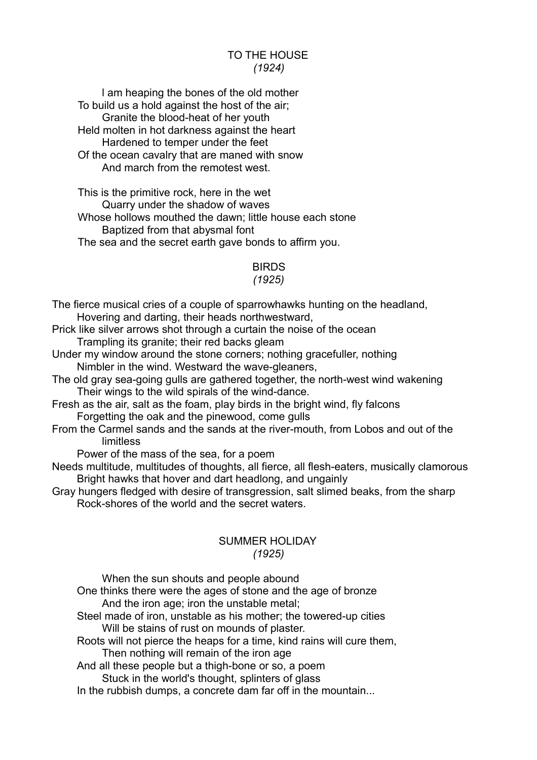## TO THE HOUSE
*(1924)*

I am heaping the bones of the old mother
To build us a hold against the host of the air;
Granite the blood-heat of her youth
Held molten in hot darkness against the heart
Hardened to temper under the feet
Of the ocean cavalry that are maned with snow
And march from the remotest west.

This is the primitive rock, here in the wet
Quarry under the shadow of waves
Whose hollows mouthed the dawn; little house each stone
Baptized from that abysmal font
The sea and the secret earth gave bonds to affirm you.

## BIRDS
*(1925)*

The fierce musical cries of a couple of sparrowhawks hunting on the headland,
Hovering and darting, their heads northwestward,
Prick like silver arrows shot through a curtain the noise of the ocean
Trampling its granite; their red backs gleam
Under my window around the stone corners; nothing gracefuller, nothing
Nimbler in the wind. Westward the wave-gleaners,
The old gray sea-going gulls are gathered together, the north-west wind wakening
Their wings to the wild spirals of the wind-dance.
Fresh as the air, salt as the foam, play birds in the bright wind, fly falcons
Forgetting the oak and the pinewood, come gulls
From the Carmel sands and the sands at the river-mouth, from Lobos and out of the limitless
Power of the mass of the sea, for a poem
Needs multitude, multitudes of thoughts, all fierce, all flesh-eaters, musically clamorous
Bright hawks that hover and dart headlong, and ungainly
Gray hungers fledged with desire of transgression, salt slimed beaks, from the sharp
Rock-shores of the world and the secret waters.

## SUMMER HOLIDAY
*(1925)*

When the sun shouts and people abound
One thinks there were the ages of stone and the age of bronze
And the iron age; iron the unstable metal;
Steel made of iron, unstable as his mother; the towered-up cities
Will be stains of rust on mounds of plaster.
Roots will not pierce the heaps for a time, kind rains will cure them,
Then nothing will remain of the iron age
And all these people but a thigh-bone or so, a poem
Stuck in the world's thought, splinters of glass
In the rubbish dumps, a concrete dam far off in the mountain...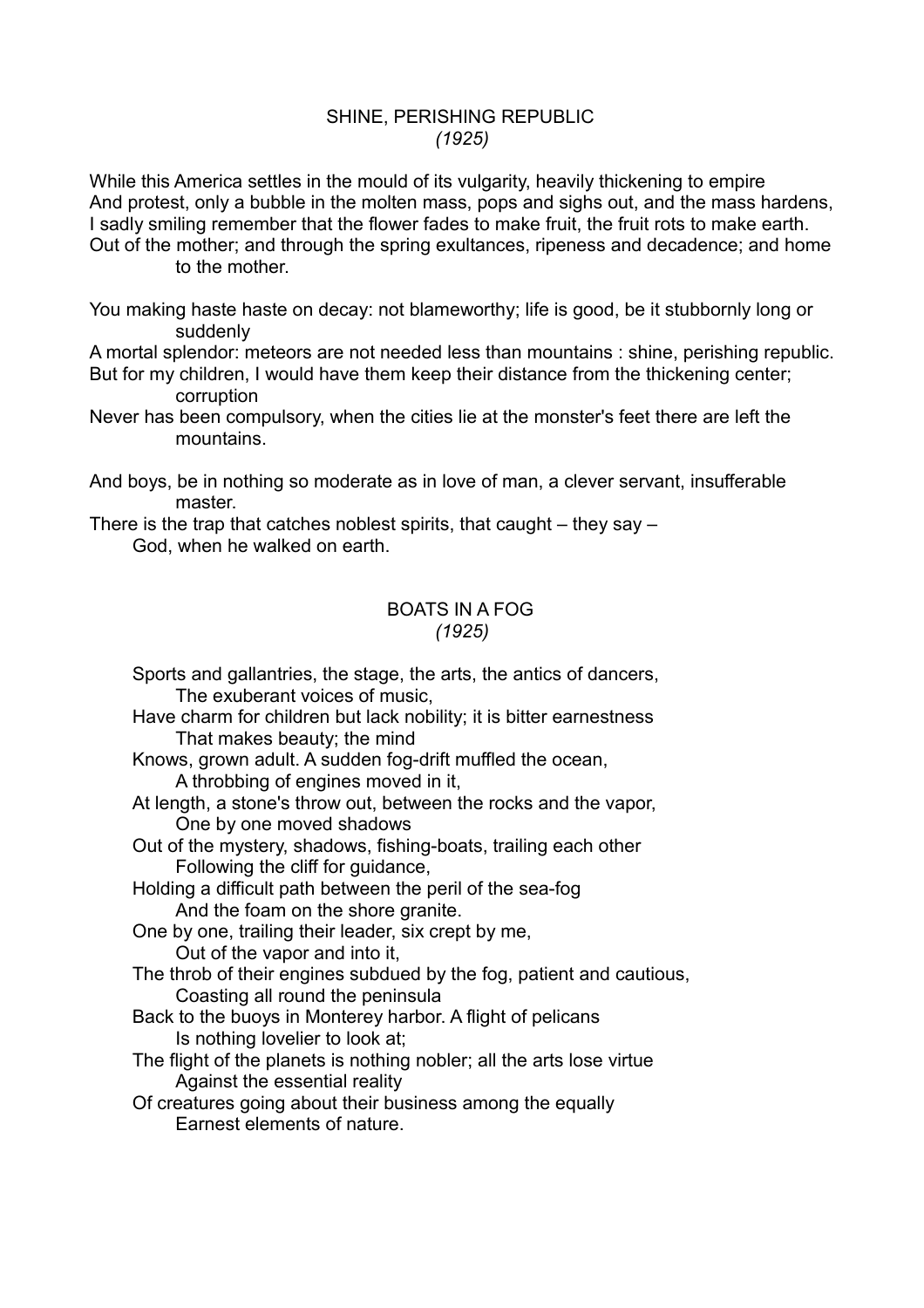## SHINE, PERISHING REPUBLIC
*(1925)*

While this America settles in the mould of its vulgarity, heavily thickening to empire
And protest, only a bubble in the molten mass, pops and sighs out, and the mass hardens,
I sadly smiling remember that the flower fades to make fruit, the fruit rots to make earth.
Out of the mother; and through the spring exultances, ripeness and decadence; and home
to the mother.

You making haste haste on decay: not blameworthy; life is good, be it stubbornly long or
suddenly
A mortal splendor: meteors are not needed less than mountains : shine, perishing republic.
But for my children, I would have them keep their distance from the thickening center;
corruption
Never has been compulsory, when the cities lie at the monster's feet there are left the
mountains.

And boys, be in nothing so moderate as in love of man, a clever servant, insufferable
master.
There is the trap that catches noblest spirits, that caught – they say –
God, when he walked on earth.

## BOATS IN A FOG
*(1925)*

Sports and gallantries, the stage, the arts, the antics of dancers,
The exuberant voices of music,
Have charm for children but lack nobility; it is bitter earnestness
That makes beauty; the mind
Knows, grown adult. A sudden fog-drift muffled the ocean,
A throbbing of engines moved in it,
At length, a stone's throw out, between the rocks and the vapor,
One by one moved shadows
Out of the mystery, shadows, fishing-boats, trailing each other
Following the cliff for guidance,
Holding a difficult path between the peril of the sea-fog
And the foam on the shore granite.
One by one, trailing their leader, six crept by me,
Out of the vapor and into it,
The throb of their engines subdued by the fog, patient and cautious,
Coasting all round the peninsula
Back to the buoys in Monterey harbor. A flight of pelicans
Is nothing lovelier to look at;
The flight of the planets is nothing nobler; all the arts lose virtue
Against the essential reality
Of creatures going about their business among the equally
Earnest elements of nature.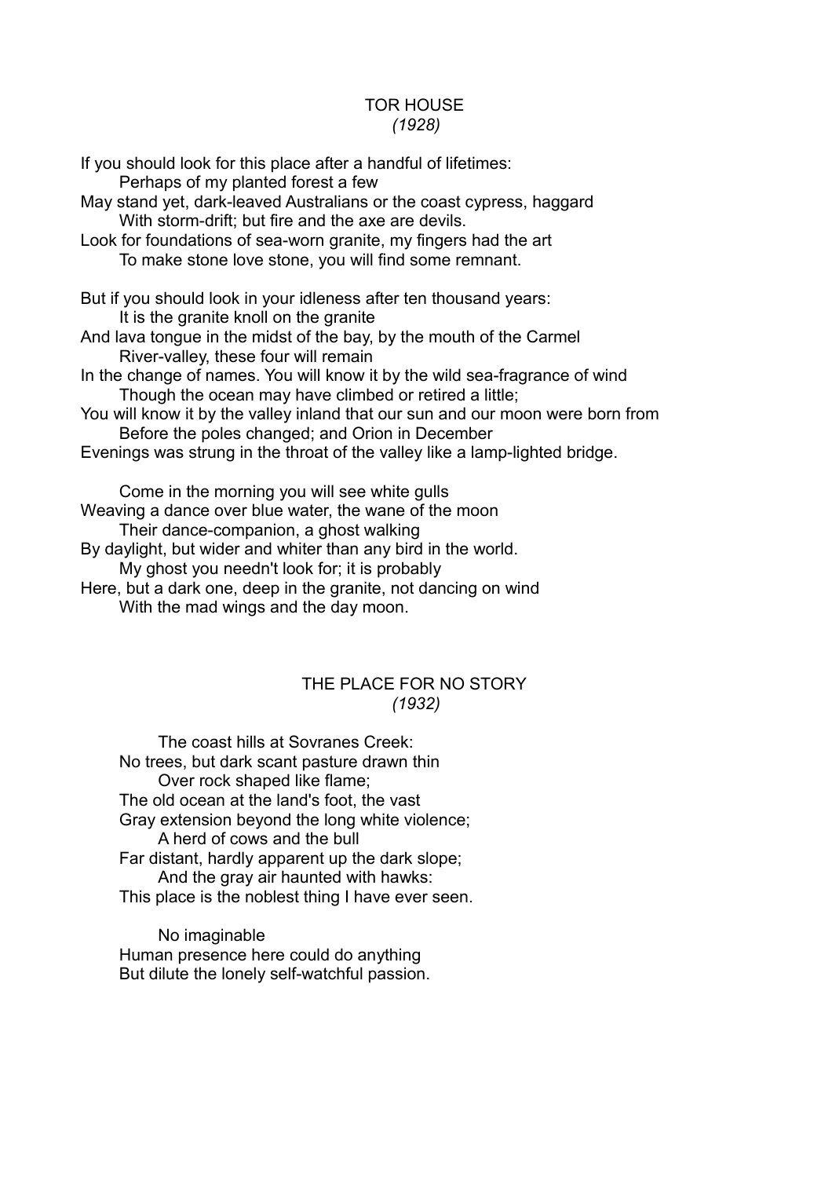## TOR HOUSE
*(1928)*

If you should look for this place after a handful of lifetimes:  
    Perhaps of my planted forest a few  
May stand yet, dark-leaved Australians or the coast cypress, haggard  
    With storm-drift; but fire and the axe are devils.  
Look for foundations of sea-worn granite, my fingers had the art  
    To make stone love stone, you will find some remnant.

But if you should look in your idleness after ten thousand years:  
    It is the granite knoll on the granite  
And lava tongue in the midst of the bay, by the mouth of the Carmel  
    River-valley, these four will remain  
In the change of names. You will know it by the wild sea-fragrance of wind  
    Though the ocean may have climbed or retired a little;  
You will know it by the valley inland that our sun and our moon were born from  
    Before the poles changed; and Orion in December  
Evenings was strung in the throat of the valley like a lamp-lighted bridge.

    Come in the morning you will see white gulls  
Weaving a dance over blue water, the wane of the moon  
    Their dance-companion, a ghost walking  
By daylight, but wider and whiter than any bird in the world.  
    My ghost you needn't look for; it is probably  
Here, but a dark one, deep in the granite, not dancing on wind  
    With the mad wings and the day moon.

## THE PLACE FOR NO STORY
*(1932)*

    The coast hills at Sovranes Creek:  
No trees, but dark scant pasture drawn thin  
    Over rock shaped like flame;  
The old ocean at the land's foot, the vast  
Gray extension beyond the long white violence;  
    A herd of cows and the bull  
Far distant, hardly apparent up the dark slope;  
    And the gray air haunted with hawks:  
This place is the noblest thing I have ever seen.

    No imaginable  
Human presence here could do anything  
But dilute the lonely self-watchful passion.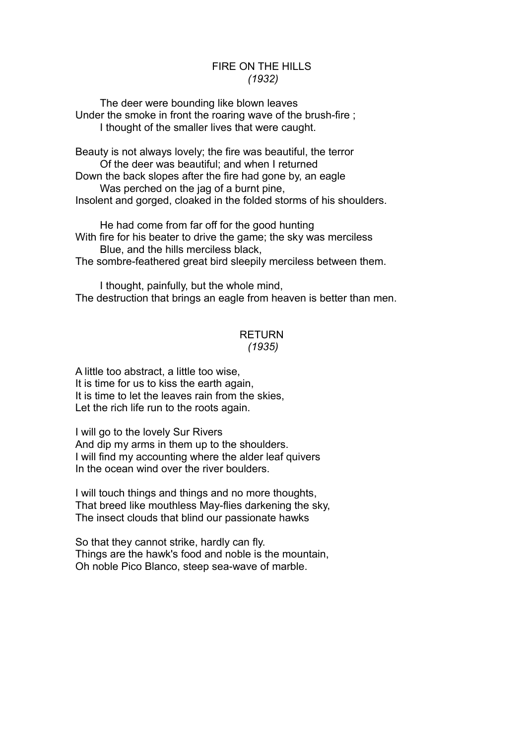## FIRE ON THE HILLS

*(1932)*

The deer were bounding like blown leaves
Under the smoke in front the roaring wave of the brush-fire ;
I thought of the smaller lives that were caught.

Beauty is not always lovely; the fire was beautiful, the terror
Of the deer was beautiful; and when I returned
Down the back slopes after the fire had gone by, an eagle
Was perched on the jag of a burnt pine,
Insolent and gorged, cloaked in the folded storms of his shoulders.

He had come from far off for the good hunting
With fire for his beater to drive the game; the sky was merciless
Blue, and the hills merciless black,
The sombre-feathered great bird sleepily merciless between them.

I thought, painfully, but the whole mind,
The destruction that brings an eagle from heaven is better than men.

## RETURN

*(1935)*

A little too abstract, a little too wise,
It is time for us to kiss the earth again,
It is time to let the leaves rain from the skies,
Let the rich life run to the roots again.

I will go to the lovely Sur Rivers
And dip my arms in them up to the shoulders.
I will find my accounting where the alder leaf quivers
In the ocean wind over the river boulders.

I will touch things and things and no more thoughts,
That breed like mouthless May-flies darkening the sky,
The insect clouds that blind our passionate hawks

So that they cannot strike, hardly can fly.
Things are the hawk's food and noble is the mountain,
Oh noble Pico Blanco, steep sea-wave of marble.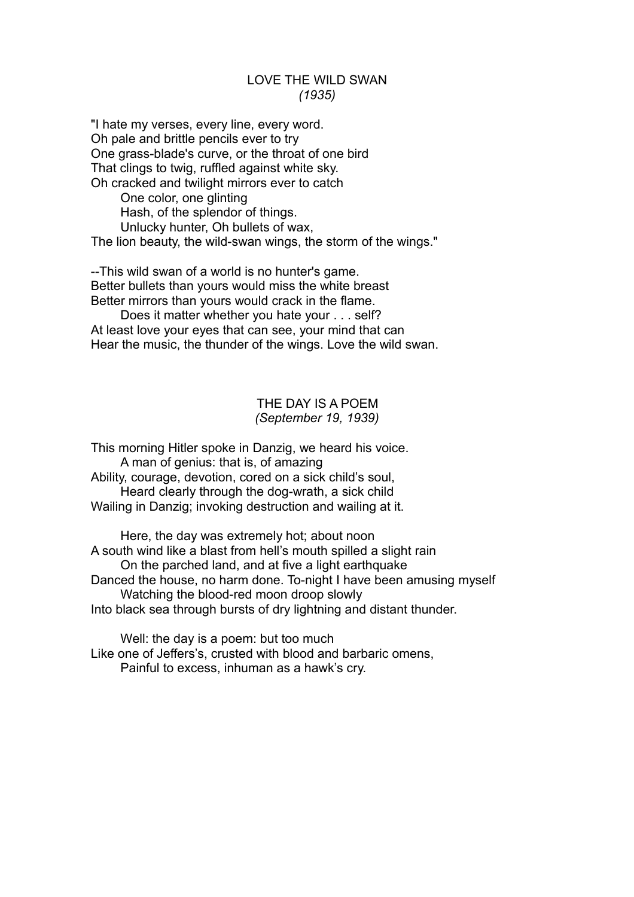## LOVE THE WILD SWAN

*(1935)*

"I hate my verses, every line, every word.  
Oh pale and brittle pencils ever to try  
One grass-blade's curve, or the throat of one bird  
That clings to twig, ruffled against white sky.  
Oh cracked and twilight mirrors ever to catch  
      One color, one glinting  
      Hash, of the splendor of things.  
      Unlucky hunter, Oh bullets of wax,  
The lion beauty, the wild-swan wings, the storm of the wings."

--This wild swan of a world is no hunter's game.  
Better bullets than yours would miss the white breast  
Better mirrors than yours would crack in the flame.  
      Does it matter whether you hate your . . . self?  
At least love your eyes that can see, your mind that can  
Hear the music, the thunder of the wings. Love the wild swan.

## THE DAY IS A POEM

*(September 19, 1939)*

This morning Hitler spoke in Danzig, we heard his voice.  
      A man of genius: that is, of amazing  
Ability, courage, devotion, cored on a sick child's soul,  
      Heard clearly through the dog-wrath, a sick child  
Wailing in Danzig; invoking destruction and wailing at it.

      Here, the day was extremely hot; about noon  
A south wind like a blast from hell's mouth spilled a slight rain  
      On the parched land, and at five a light earthquake  
Danced the house, no harm done. To-night I have been amusing myself  
      Watching the blood-red moon droop slowly  
Into black sea through bursts of dry lightning and distant thunder.

      Well: the day is a poem: but too much  
Like one of Jeffers's, crusted with blood and barbaric omens,  
      Painful to excess, inhuman as a hawk's cry.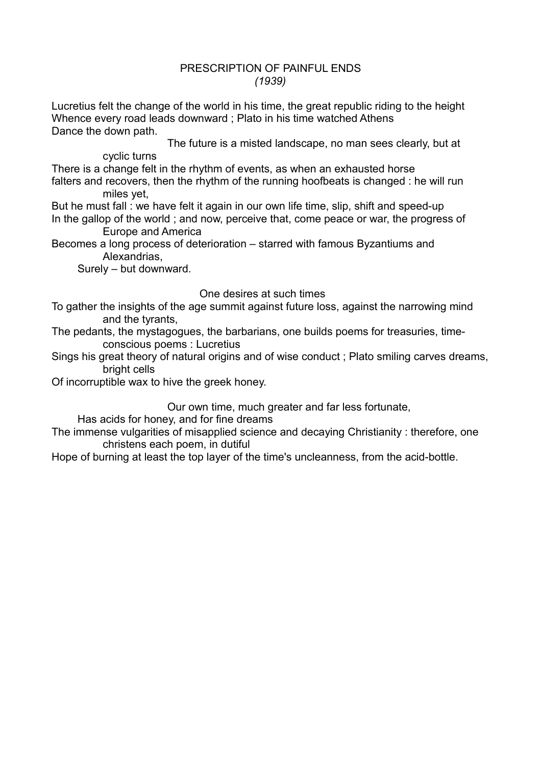# PRESCRIPTION OF PAINFUL ENDS

*(1939)*

Lucretius felt the change of the world in his time, the great republic riding to the height
Whence every road leads downward ; Plato in his time watched Athens
Dance the down path.

The future is a misted landscape, no man sees clearly, but at cyclic turns
There is a change felt in the rhythm of events, as when an exhausted horse
falters and recovers, then the rhythm of the running hoofbeats is changed : he will run miles yet,
But he must fall : we have felt it again in our own life time, slip, shift and speed-up
In the gallop of the world ; and now, perceive that, come peace or war, the progress of Europe and America
Becomes a long process of deterioration – starred with famous Byzantiums and Alexandrias,
Surely – but downward.

One desires at such times
To gather the insights of the age summit against future loss, against the narrowing mind and the tyrants,
The pedants, the mystagogues, the barbarians, one builds poems for treasuries, time-conscious poems : Lucretius
Sings his great theory of natural origins and of wise conduct ; Plato smiling carves dreams, bright cells
Of incorruptible wax to hive the greek honey.

Our own time, much greater and far less fortunate,
Has acids for honey, and for fine dreams
The immense vulgarities of misapplied science and decaying Christianity : therefore, one christens each poem, in dutiful
Hope of burning at least the top layer of the time's uncleanness, from the acid-bottle.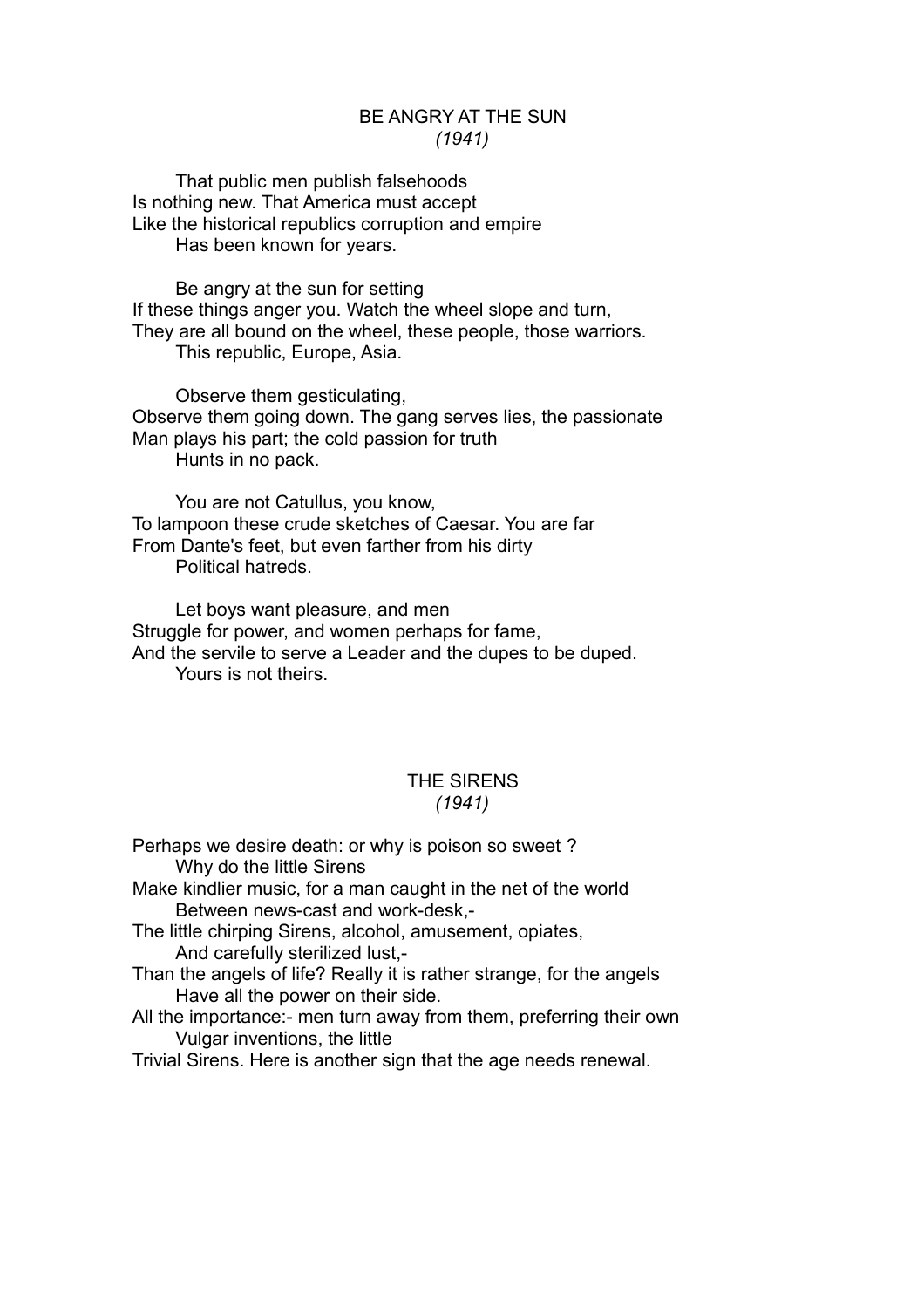## BE ANGRY AT THE SUN

*(1941)*

That public men publish falsehoods  
Is nothing new. That America must accept  
Like the historical republics corruption and empire  
Has been known for years.

Be angry at the sun for setting  
If these things anger you. Watch the wheel slope and turn,  
They are all bound on the wheel, these people, those warriors.  
This republic, Europe, Asia.

Observe them gesticulating,  
Observe them going down. The gang serves lies, the passionate  
Man plays his part; the cold passion for truth  
Hunts in no pack.

You are not Catullus, you know,  
To lampoon these crude sketches of Caesar. You are far  
From Dante's feet, but even farther from his dirty  
Political hatreds.

Let boys want pleasure, and men  
Struggle for power, and women perhaps for fame,  
And the servile to serve a Leader and the dupes to be duped.  
Yours is not theirs.

## THE SIRENS

*(1941)*

Perhaps we desire death: or why is poison so sweet ?  
Why do the little Sirens  
Make kindlier music, for a man caught in the net of the world  
Between news-cast and work-desk,-  
The little chirping Sirens, alcohol, amusement, opiates,  
And carefully sterilized lust,-  
Than the angels of life? Really it is rather strange, for the angels  
Have all the power on their side.  
All the importance:- men turn away from them, preferring their own  
Vulgar inventions, the little  
Trivial Sirens. Here is another sign that the age needs renewal.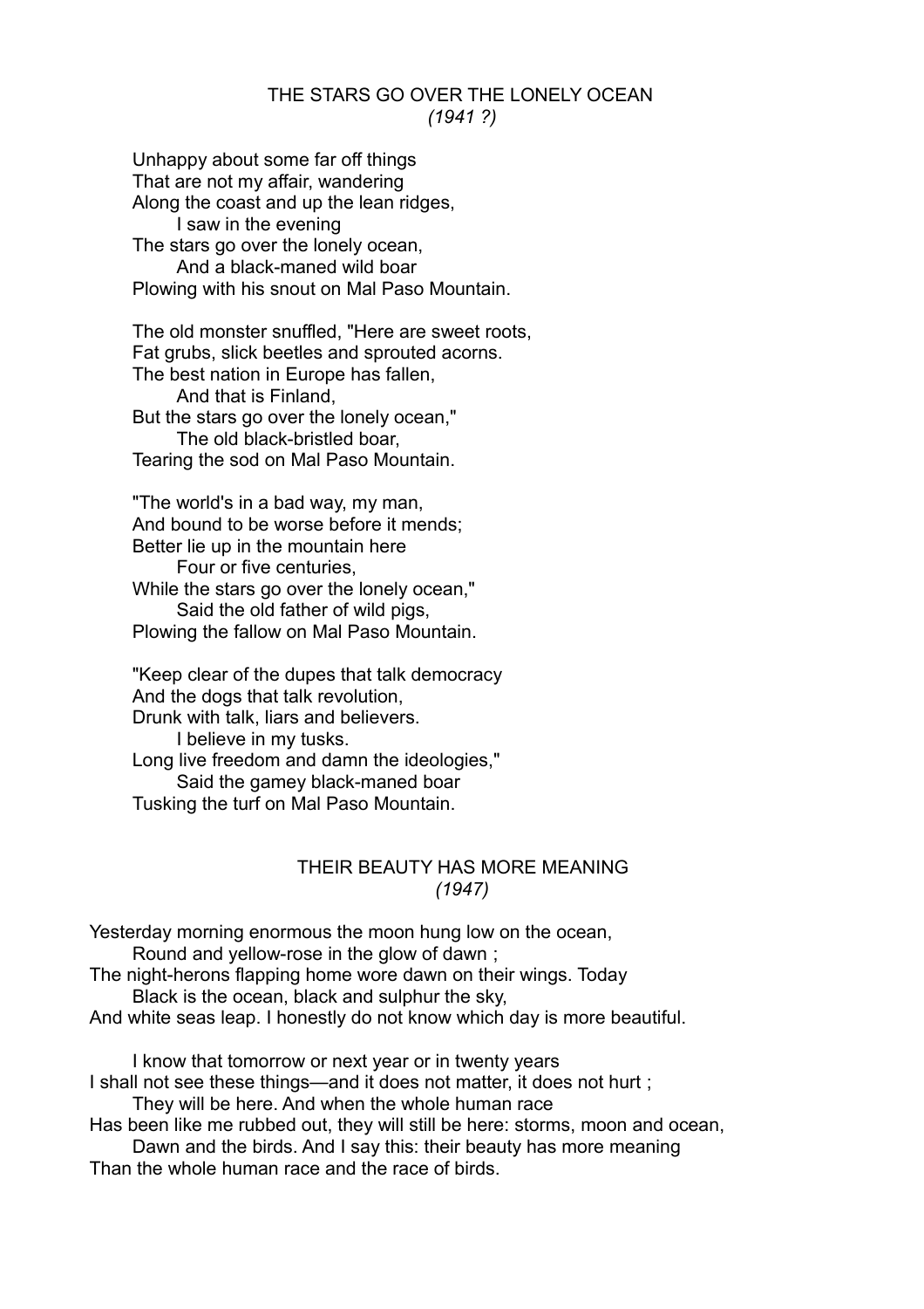## THE STARS GO OVER THE LONELY OCEAN

*(1941 ?)*

Unhappy about some far off things  
That are not my affair, wandering  
Along the coast and up the lean ridges,  
    I saw in the evening  
The stars go over the lonely ocean,  
    And a black-maned wild boar  
Plowing with his snout on Mal Paso Mountain.

The old monster snuffled, "Here are sweet roots,  
Fat grubs, slick beetles and sprouted acorns.  
The best nation in Europe has fallen,  
    And that is Finland,  
But the stars go over the lonely ocean,"  
    The old black-bristled boar,  
Tearing the sod on Mal Paso Mountain.

"The world's in a bad way, my man,  
And bound to be worse before it mends;  
Better lie up in the mountain here  
    Four or five centuries,  
While the stars go over the lonely ocean,"  
    Said the old father of wild pigs,  
Plowing the fallow on Mal Paso Mountain.

"Keep clear of the dupes that talk democracy  
And the dogs that talk revolution,  
Drunk with talk, liars and believers.  
    I believe in my tusks.  
Long live freedom and damn the ideologies,"  
    Said the gamey black-maned boar  
Tusking the turf on Mal Paso Mountain.

## THEIR BEAUTY HAS MORE MEANING

*(1947)*

Yesterday morning enormous the moon hung low on the ocean,  
    Round and yellow-rose in the glow of dawn ;  
The night-herons flapping home wore dawn on their wings. Today  
    Black is the ocean, black and sulphur the sky,  
And white seas leap. I honestly do not know which day is more beautiful.

    I know that tomorrow or next year or in twenty years  
I shall not see these things—and it does not matter, it does not hurt ;  
    They will be here. And when the whole human race  
Has been like me rubbed out, they will still be here: storms, moon and ocean,  
    Dawn and the birds. And I say this: their beauty has more meaning  
Than the whole human race and the race of birds.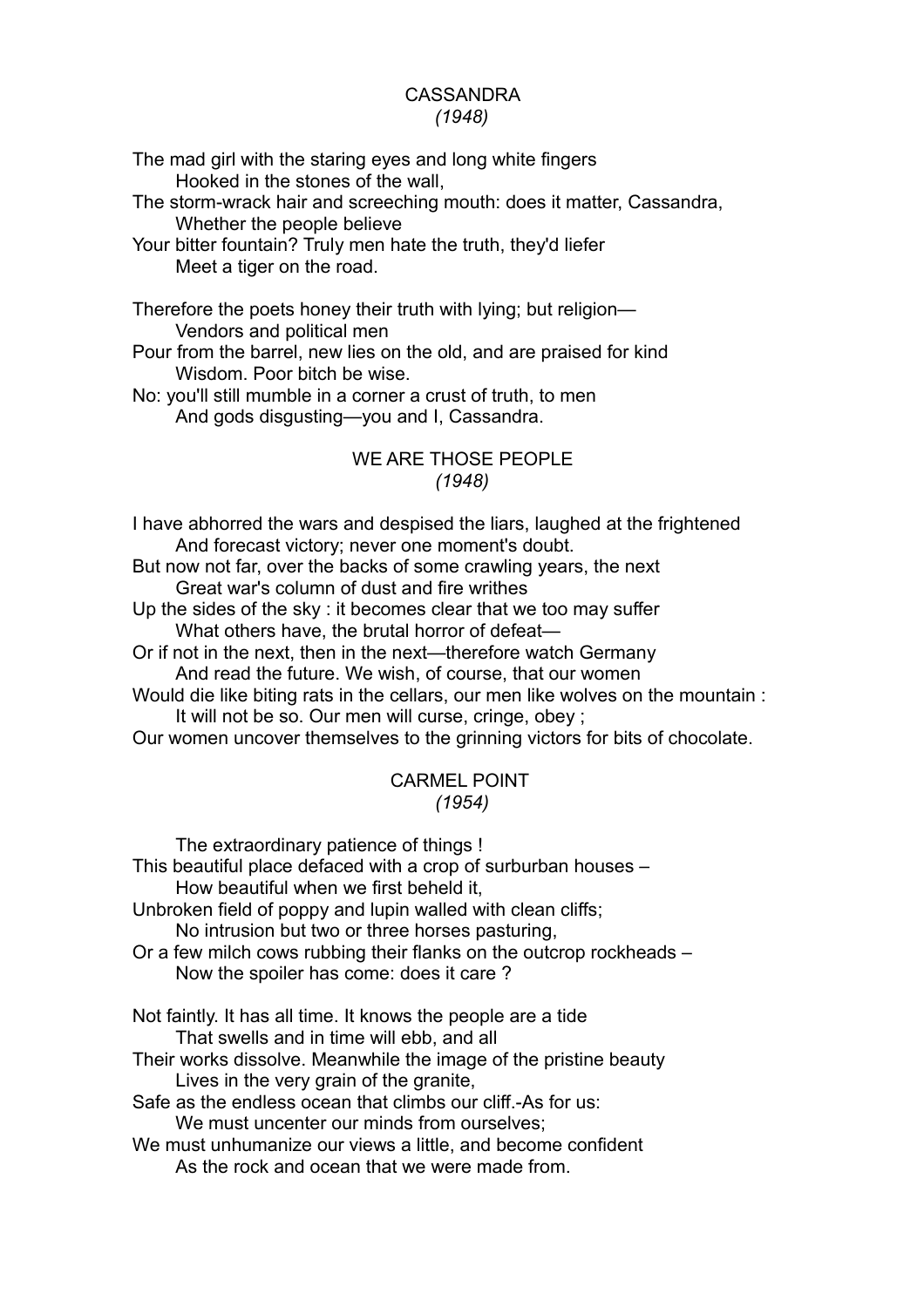## CASSANDRA
*(1948)*

The mad girl with the staring eyes and long white fingers
    Hooked in the stones of the wall,
The storm-wrack hair and screeching mouth: does it matter, Cassandra,
    Whether the people believe
Your bitter fountain? Truly men hate the truth, they'd liefer
    Meet a tiger on the road.

Therefore the poets honey their truth with lying; but religion—
    Vendors and political men
Pour from the barrel, new lies on the old, and are praised for kind
    Wisdom. Poor bitch be wise.
No: you'll still mumble in a corner a crust of truth, to men
    And gods disgusting—you and I, Cassandra.

## WE ARE THOSE PEOPLE
*(1948)*

I have abhorred the wars and despised the liars, laughed at the frightened
    And forecast victory; never one moment's doubt.
But now not far, over the backs of some crawling years, the next
    Great war's column of dust and fire writhes
Up the sides of the sky : it becomes clear that we too may suffer
    What others have, the brutal horror of defeat—
Or if not in the next, then in the next—therefore watch Germany
    And read the future. We wish, of course, that our women
Would die like biting rats in the cellars, our men like wolves on the mountain :
    It will not be so. Our men will curse, cringe, obey ;
Our women uncover themselves to the grinning victors for bits of chocolate.

## CARMEL POINT
*(1954)*

    The extraordinary patience of things !
This beautiful place defaced with a crop of surburban houses –
    How beautiful when we first beheld it,
Unbroken field of poppy and lupin walled with clean cliffs;
    No intrusion but two or three horses pasturing,
Or a few milch cows rubbing their flanks on the outcrop rockheads –
    Now the spoiler has come: does it care ?

Not faintly. It has all time. It knows the people are a tide
    That swells and in time will ebb, and all
Their works dissolve. Meanwhile the image of the pristine beauty
    Lives in the very grain of the granite,
Safe as the endless ocean that climbs our cliff.-As for us:
    We must uncenter our minds from ourselves;
We must unhumanize our views a little, and become confident
    As the rock and ocean that we were made from.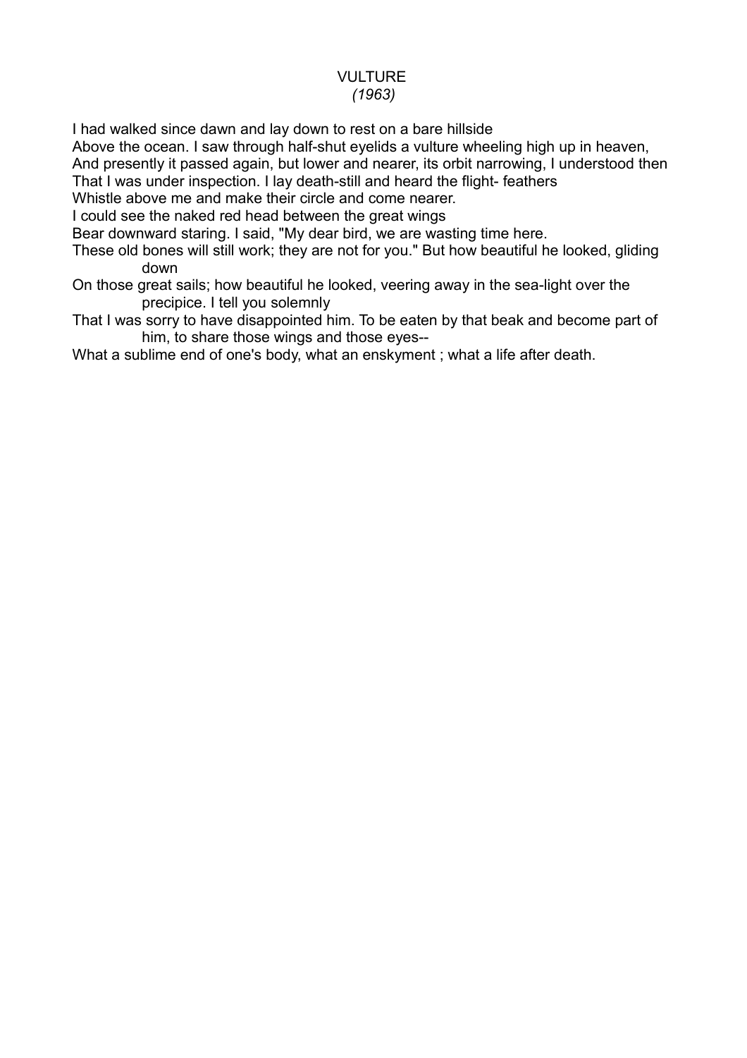# VULTURE
*(1963)*

I had walked since dawn and lay down to rest on a bare hillside
Above the ocean. I saw through half-shut eyelids a vulture wheeling high up in heaven,
And presently it passed again, but lower and nearer, its orbit narrowing, I understood then
That I was under inspection. I lay death-still and heard the flight- feathers
Whistle above me and make their circle and come nearer.
I could see the naked red head between the great wings
Bear downward staring. I said, "My dear bird, we are wasting time here.
These old bones will still work; they are not for you." But how beautiful he looked, gliding down
On those great sails; how beautiful he looked, veering away in the sea-light over the precipice. I tell you solemnly
That I was sorry to have disappointed him. To be eaten by that beak and become part of him, to share those wings and those eyes--
What a sublime end of one's body, what an enskyment ; what a life after death.